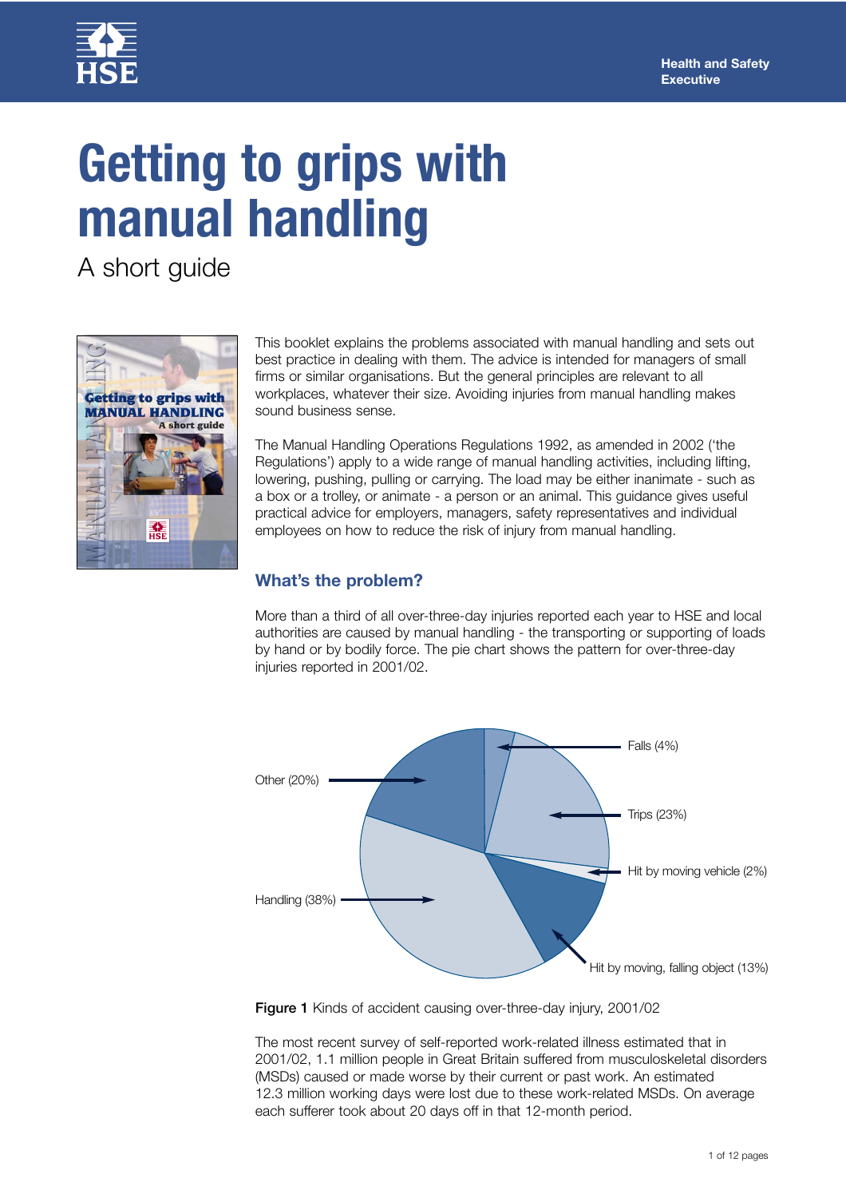Health and Safety Executive

# Getting to grips with manual handling

## A short guide

This booklet explains the problems associated with manual handling and sets out best practice in dealing with them. The advice is intended for managers of small firms or similar organisations. But the general principles are relevant to all workplaces, whatever their size. Avoiding injuries from manual handling makes sound business sense.

The Manual Handling Operations Regulations 1992, as amended in 2002 ('the Regulations') apply to a wide range of manual handling activities, including lifting, lowering, pushing, pulling or carrying. The load may be either inanimate - such as a box or a trolley, or animate - a person or an animal. This guidance gives useful practical advice for employers, managers, safety representatives and individual employees on how to reduce the risk of injury from manual handling.

### What's the problem?

More than a third of all over-three-day injuries reported each year to HSE and local authorities are caused by manual handling - the transporting or supporting of loads by hand or by bodily force. The pie chart shows the pattern for over-three-day injuries reported in 2001/02.

| Kind of accident | Percentage |
| --- | --- |
| Falls | 4% |
| Trips | 23% |
| Hit by moving vehicle | 2% |
| Hit by moving, falling object | 13% |
| Handling | 38% |
| Other | 20% |

**Figure 1** Kinds of accident causing over-three-day injury, 2001/02

The most recent survey of self-reported work-related illness estimated that in 2001/02, 1.1 million people in Great Britain suffered from musculoskeletal disorders (MSDs) caused or made worse by their current or past work. An estimated 12.3 million working days were lost due to these work-related MSDs. On average each sufferer took about 20 days off in that 12-month period.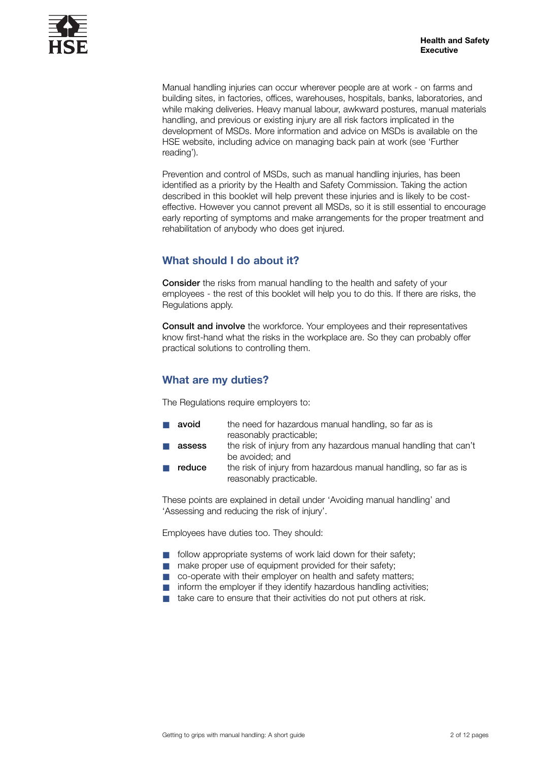Manual handling injuries can occur wherever people are at work - on farms and building sites, in factories, offices, warehouses, hospitals, banks, laboratories, and while making deliveries. Heavy manual labour, awkward postures, manual materials handling, and previous or existing injury are all risk factors implicated in the development of MSDs. More information and advice on MSDs is available on the HSE website, including advice on managing back pain at work (see 'Further reading').

Prevention and control of MSDs, such as manual handling injuries, has been identified as a priority by the Health and Safety Commission. Taking the action described in this booklet will help prevent these injuries and is likely to be cost-effective. However you cannot prevent all MSDs, so it is still essential to encourage early reporting of symptoms and make arrangements for the proper treatment and rehabilitation of anybody who does get injured.

## What should I do about it?

**Consider** the risks from manual handling to the health and safety of your employees - the rest of this booklet will help you to do this. If there are risks, the Regulations apply.

**Consult and involve** the workforce. Your employees and their representatives know first-hand what the risks in the workplace are. So they can probably offer practical solutions to controlling them.

## What are my duties?

The Regulations require employers to:

- **avoid** the need for hazardous manual handling, so far as is reasonably practicable;
- **assess** the risk of injury from any hazardous manual handling that can't be avoided; and
- **reduce** the risk of injury from hazardous manual handling, so far as is reasonably practicable.

These points are explained in detail under 'Avoiding manual handling' and 'Assessing and reducing the risk of injury'.

Employees have duties too. They should:

- follow appropriate systems of work laid down for their safety;
- make proper use of equipment provided for their safety;
- co-operate with their employer on health and safety matters;
- inform the employer if they identify hazardous handling activities;
- take care to ensure that their activities do not put others at risk.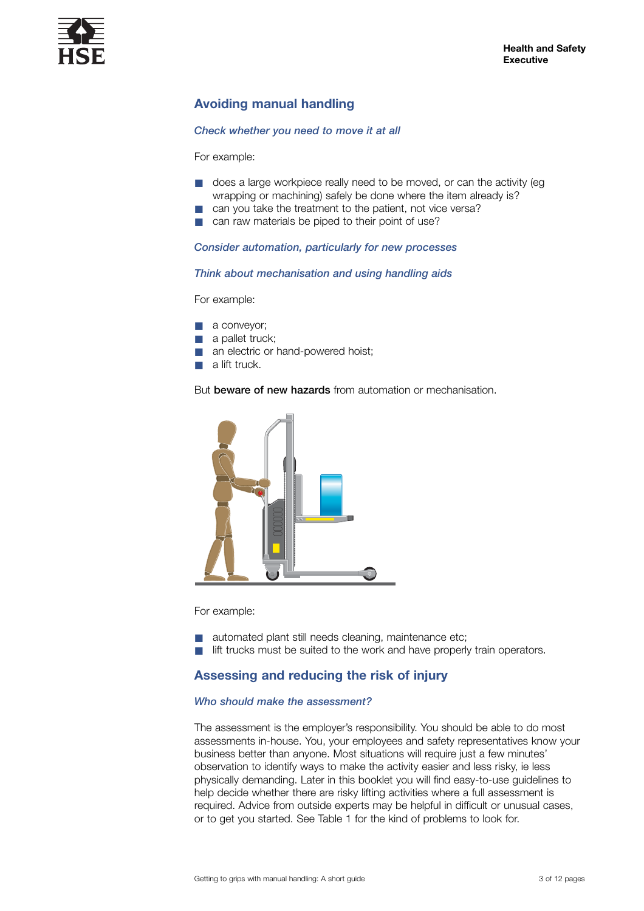## Avoiding manual handling

### *Check whether you need to move it at all*

For example:

- does a large workpiece really need to be moved, or can the activity (eg wrapping or machining) safely be done where the item already is?
- can you take the treatment to the patient, not vice versa?
- can raw materials be piped to their point of use?

### *Consider automation, particularly for new processes*

### *Think about mechanisation and using handling aids*

For example:

- a conveyor;
- a pallet truck;
- an electric or hand-powered hoist;
- a lift truck.

But **beware of new hazards** from automation or mechanisation.

For example:

- automated plant still needs cleaning, maintenance etc;
- lift trucks must be suited to the work and have properly train operators.

## Assessing and reducing the risk of injury

### *Who should make the assessment?*

The assessment is the employer's responsibility. You should be able to do most assessments in-house. You, your employees and safety representatives know your business better than anyone. Most situations will require just a few minutes' observation to identify ways to make the activity easier and less risky, ie less physically demanding. Later in this booklet you will find easy-to-use guidelines to help decide whether there are risky lifting activities where a full assessment is required. Advice from outside experts may be helpful in difficult or unusual cases, or to get you started. See Table 1 for the kind of problems to look for.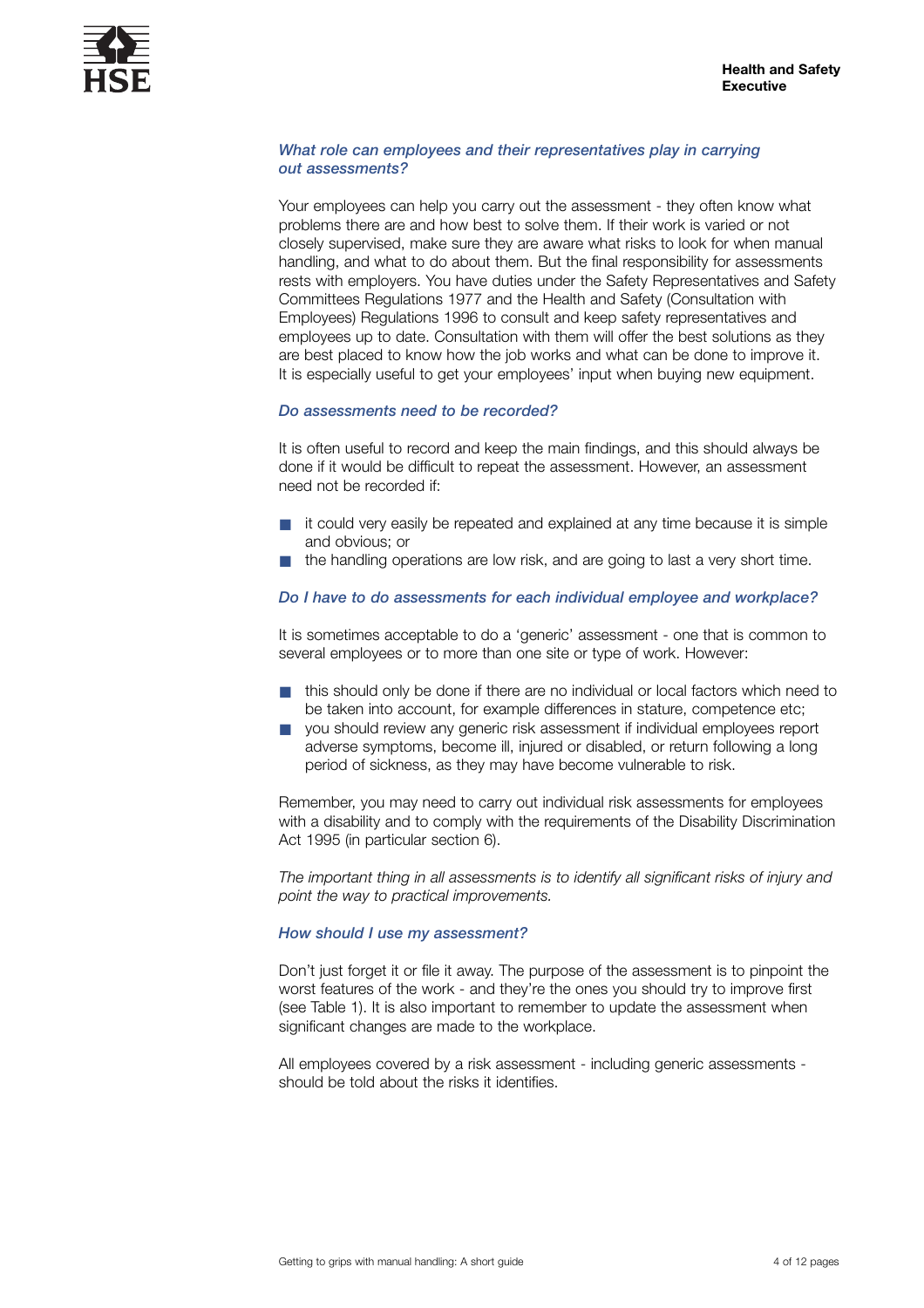### *What role can employees and their representatives play in carrying out assessments?*

Your employees can help you carry out the assessment - they often know what problems there are and how best to solve them. If their work is varied or not closely supervised, make sure they are aware what risks to look for when manual handling, and what to do about them. But the final responsibility for assessments rests with employers. You have duties under the Safety Representatives and Safety Committees Regulations 1977 and the Health and Safety (Consultation with Employees) Regulations 1996 to consult and keep safety representatives and employees up to date. Consultation with them will offer the best solutions as they are best placed to know how the job works and what can be done to improve it. It is especially useful to get your employees' input when buying new equipment.

### *Do assessments need to be recorded?*

It is often useful to record and keep the main findings, and this should always be done if it would be difficult to repeat the assessment. However, an assessment need not be recorded if:

- it could very easily be repeated and explained at any time because it is simple and obvious; or
- the handling operations are low risk, and are going to last a very short time.

### *Do I have to do assessments for each individual employee and workplace?*

It is sometimes acceptable to do a 'generic' assessment - one that is common to several employees or to more than one site or type of work. However:

- this should only be done if there are no individual or local factors which need to be taken into account, for example differences in stature, competence etc;
- you should review any generic risk assessment if individual employees report adverse symptoms, become ill, injured or disabled, or return following a long period of sickness, as they may have become vulnerable to risk.

Remember, you may need to carry out individual risk assessments for employees with a disability and to comply with the requirements of the Disability Discrimination Act 1995 (in particular section 6).

*The important thing in all assessments is to identify all significant risks of injury and point the way to practical improvements.*

### *How should I use my assessment?*

Don't just forget it or file it away. The purpose of the assessment is to pinpoint the worst features of the work - and they're the ones you should try to improve first (see Table 1). It is also important to remember to update the assessment when significant changes are made to the workplace.

All employees covered by a risk assessment - including generic assessments - should be told about the risks it identifies.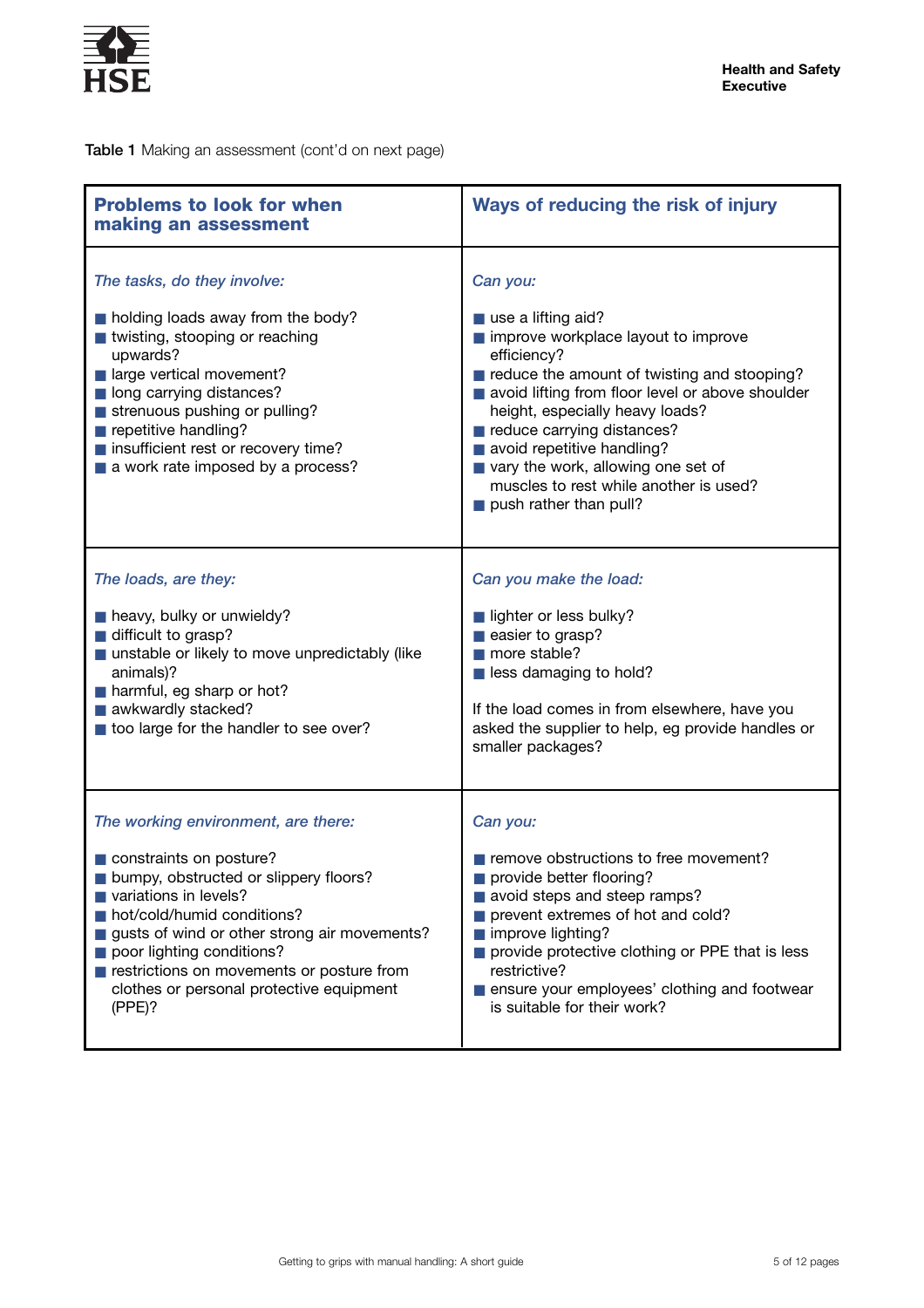**Table 1** Making an assessment (cont'd on next page)

| Problems to look for when making an assessment | Ways of reducing the risk of injury |
|---|---|
| *The tasks, do they involve:*<br><br>■ holding loads away from the body?<br>■ twisting, stooping or reaching upwards?<br>■ large vertical movement?<br>■ long carrying distances?<br>■ strenuous pushing or pulling?<br>■ repetitive handling?<br>■ insufficient rest or recovery time?<br>■ a work rate imposed by a process? | *Can you:*<br><br>■ use a lifting aid?<br>■ improve workplace layout to improve efficiency?<br>■ reduce the amount of twisting and stooping?<br>■ avoid lifting from floor level or above shoulder height, especially heavy loads?<br>■ reduce carrying distances?<br>■ avoid repetitive handling?<br>■ vary the work, allowing one set of muscles to rest while another is used?<br>■ push rather than pull? |
| *The loads, are they:*<br><br>■ heavy, bulky or unwieldy?<br>■ difficult to grasp?<br>■ unstable or likely to move unpredictably (like animals)?<br>■ harmful, eg sharp or hot?<br>■ awkwardly stacked?<br>■ too large for the handler to see over? | *Can you make the load:*<br><br>■ lighter or less bulky?<br>■ easier to grasp?<br>■ more stable?<br>■ less damaging to hold?<br><br>If the load comes in from elsewhere, have you asked the supplier to help, eg provide handles or smaller packages? |
| *The working environment, are there:*<br><br>■ constraints on posture?<br>■ bumpy, obstructed or slippery floors?<br>■ variations in levels?<br>■ hot/cold/humid conditions?<br>■ gusts of wind or other strong air movements?<br>■ poor lighting conditions?<br>■ restrictions on movements or posture from clothes or personal protective equipment (PPE)? | *Can you:*<br><br>■ remove obstructions to free movement?<br>■ provide better flooring?<br>■ avoid steps and steep ramps?<br>■ prevent extremes of hot and cold?<br>■ improve lighting?<br>■ provide protective clothing or PPE that is less restrictive?<br>■ ensure your employees' clothing and footwear is suitable for their work? |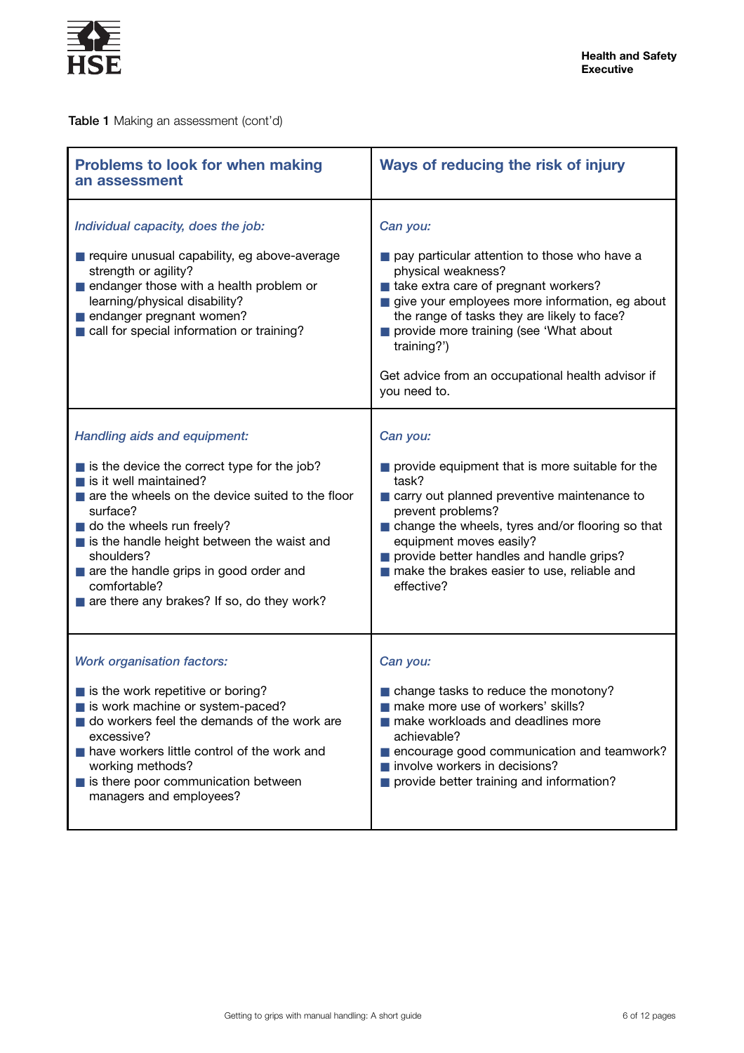**Table 1** Making an assessment (cont'd)

| Problems to look for when making an assessment | Ways of reducing the risk of injury |
| --- | --- |
| *Individual capacity, does the job:*<br>■ require unusual capability, eg above-average strength or agility?<br>■ endanger those with a health problem or learning/physical disability?<br>■ endanger pregnant women?<br>■ call for special information or training? | *Can you:*<br>■ pay particular attention to those who have a physical weakness?<br>■ take extra care of pregnant workers?<br>■ give your employees more information, eg about the range of tasks they are likely to face?<br>■ provide more training (see 'What about training?')<br><br>Get advice from an occupational health advisor if you need to. |
| *Handling aids and equipment:*<br>■ is the device the correct type for the job?<br>■ is it well maintained?<br>■ are the wheels on the device suited to the floor surface?<br>■ do the wheels run freely?<br>■ is the handle height between the waist and shoulders?<br>■ are the handle grips in good order and comfortable?<br>■ are there any brakes? If so, do they work? | *Can you:*<br>■ provide equipment that is more suitable for the task?<br>■ carry out planned preventive maintenance to prevent problems?<br>■ change the wheels, tyres and/or flooring so that equipment moves easily?<br>■ provide better handles and handle grips?<br>■ make the brakes easier to use, reliable and effective? |
| *Work organisation factors:*<br>■ is the work repetitive or boring?<br>■ is work machine or system-paced?<br>■ do workers feel the demands of the work are excessive?<br>■ have workers little control of the work and working methods?<br>■ is there poor communication between managers and employees? | *Can you:*<br>■ change tasks to reduce the monotony?<br>■ make more use of workers' skills?<br>■ make workloads and deadlines more achievable?<br>■ encourage good communication and teamwork?<br>■ involve workers in decisions?<br>■ provide better training and information? |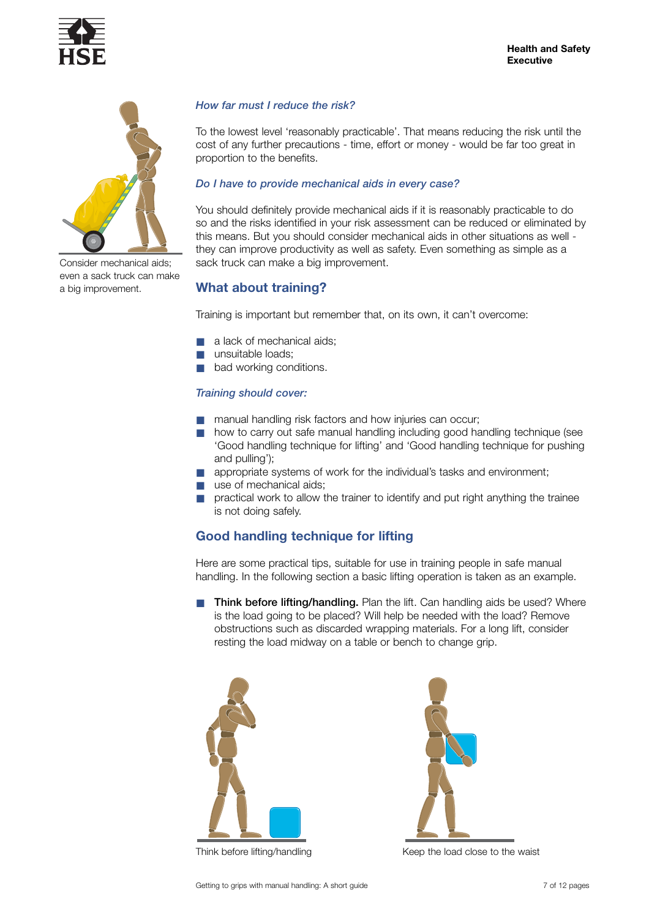Consider mechanical aids; even a sack truck can make a big improvement.

### *How far must I reduce the risk?*

To the lowest level 'reasonably practicable'. That means reducing the risk until the cost of any further precautions - time, effort or money - would be far too great in proportion to the benefits.

### *Do I have to provide mechanical aids in every case?*

You should definitely provide mechanical aids if it is reasonably practicable to do so and the risks identified in your risk assessment can be reduced or eliminated by this means. But you should consider mechanical aids in other situations as well - they can improve productivity as well as safety. Even something as simple as a sack truck can make a big improvement.

## What about training?

Training is important but remember that, on its own, it can't overcome:

- a lack of mechanical aids;
- unsuitable loads;
- bad working conditions.

### *Training should cover:*

- manual handling risk factors and how injuries can occur;
- how to carry out safe manual handling including good handling technique (see 'Good handling technique for lifting' and 'Good handling technique for pushing and pulling');
- appropriate systems of work for the individual's tasks and environment;
- use of mechanical aids;
- practical work to allow the trainer to identify and put right anything the trainee is not doing safely.

## Good handling technique for lifting

Here are some practical tips, suitable for use in training people in safe manual handling. In the following section a basic lifting operation is taken as an example.

- **Think before lifting/handling.** Plan the lift. Can handling aids be used? Where is the load going to be placed? Will help be needed with the load? Remove obstructions such as discarded wrapping materials. For a long lift, consider resting the load midway on a table or bench to change grip.

Think before lifting/handling

Keep the load close to the waist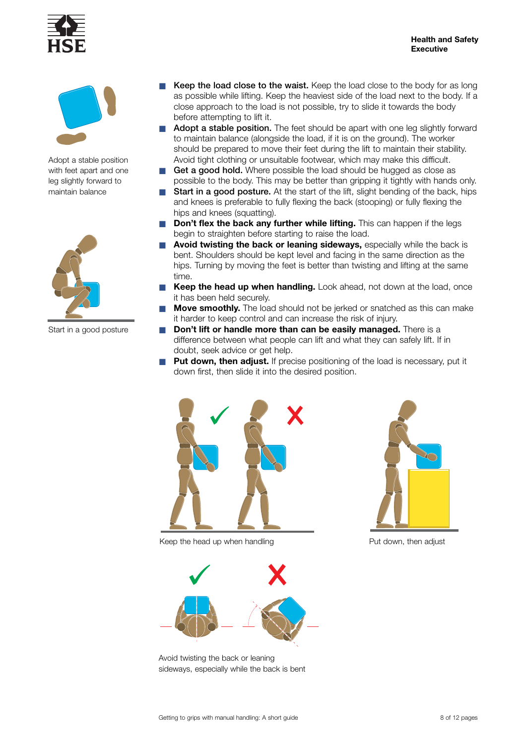Adopt a stable position with feet apart and one leg slightly forward to maintain balance

Start in a good posture

- **Keep the load close to the waist.** Keep the load close to the body for as long as possible while lifting. Keep the heaviest side of the load next to the body. If a close approach to the load is not possible, try to slide it towards the body before attempting to lift it.
- **Adopt a stable position.** The feet should be apart with one leg slightly forward to maintain balance (alongside the load, if it is on the ground). The worker should be prepared to move their feet during the lift to maintain their stability. Avoid tight clothing or unsuitable footwear, which may make this difficult.
- **Get a good hold.** Where possible the load should be hugged as close as possible to the body. This may be better than gripping it tightly with hands only.
- **Start in a good posture.** At the start of the lift, slight bending of the back, hips and knees is preferable to fully flexing the back (stooping) or fully flexing the hips and knees (squatting).
- **Don't flex the back any further while lifting.** This can happen if the legs begin to straighten before starting to raise the load.
- **Avoid twisting the back or leaning sideways,** especially while the back is bent. Shoulders should be kept level and facing in the same direction as the hips. Turning by moving the feet is better than twisting and lifting at the same time.
- **Keep the head up when handling.** Look ahead, not down at the load, once it has been held securely.
- **Move smoothly.** The load should not be jerked or snatched as this can make it harder to keep control and can increase the risk of injury.
- **Don't lift or handle more than can be easily managed.** There is a difference between what people can lift and what they can safely lift. If in doubt, seek advice or get help.
- **Put down, then adjust.** If precise positioning of the load is necessary, put it down first, then slide it into the desired position.

Keep the head up when handling

Put down, then adjust

Avoid twisting the back or leaning sideways, especially while the back is bent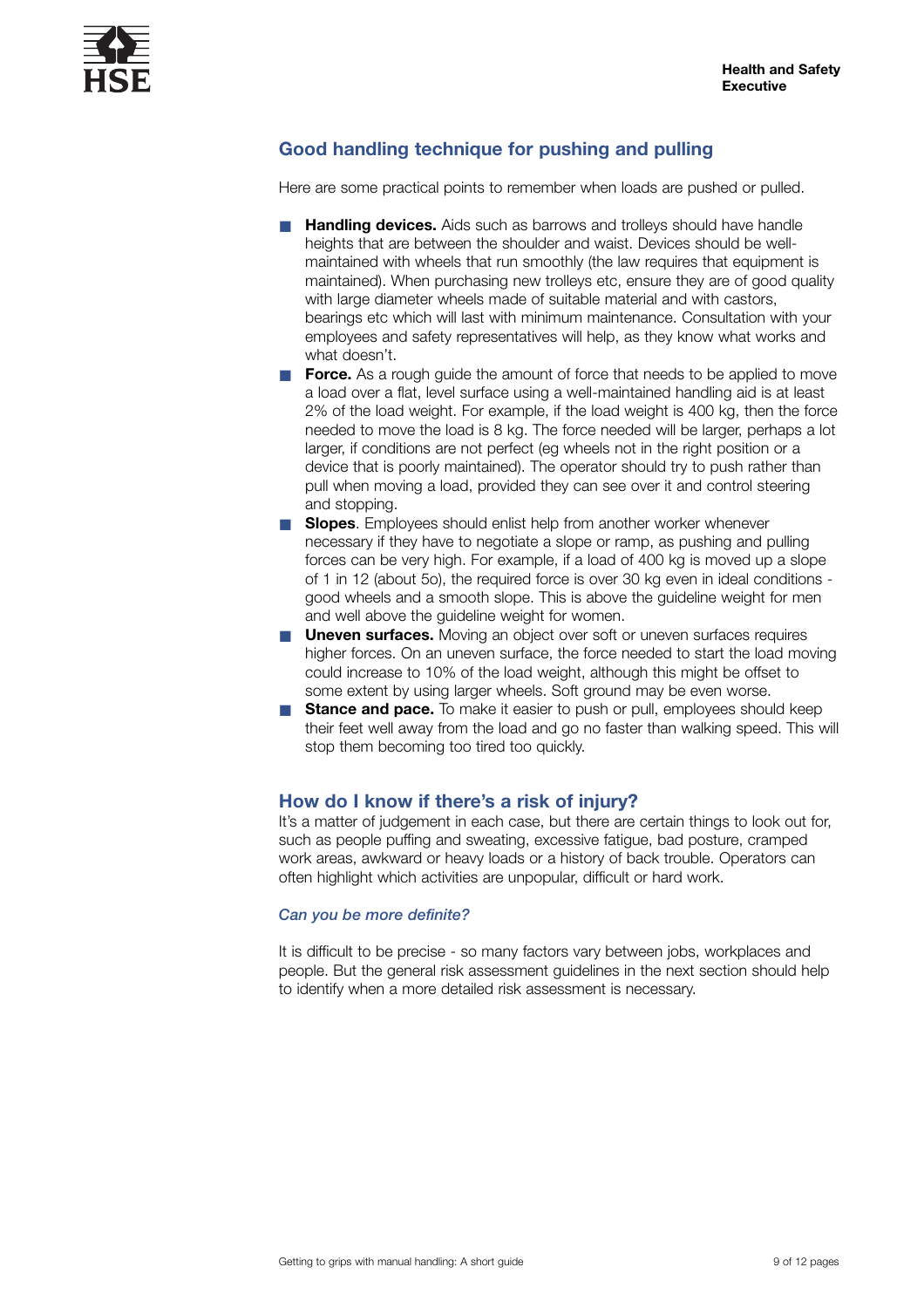## Good handling technique for pushing and pulling

Here are some practical points to remember when loads are pushed or pulled.

- **Handling devices.** Aids such as barrows and trolleys should have handle heights that are between the shoulder and waist. Devices should be well-maintained with wheels that run smoothly (the law requires that equipment is maintained). When purchasing new trolleys etc, ensure they are of good quality with large diameter wheels made of suitable material and with castors, bearings etc which will last with minimum maintenance. Consultation with your employees and safety representatives will help, as they know what works and what doesn't.
- **Force.** As a rough guide the amount of force that needs to be applied to move a load over a flat, level surface using a well-maintained handling aid is at least 2% of the load weight. For example, if the load weight is 400 kg, then the force needed to move the load is 8 kg. The force needed will be larger, perhaps a lot larger, if conditions are not perfect (eg wheels not in the right position or a device that is poorly maintained). The operator should try to push rather than pull when moving a load, provided they can see over it and control steering and stopping.
- **Slopes**. Employees should enlist help from another worker whenever necessary if they have to negotiate a slope or ramp, as pushing and pulling forces can be very high. For example, if a load of 400 kg is moved up a slope of 1 in 12 (about 5o), the required force is over 30 kg even in ideal conditions - good wheels and a smooth slope. This is above the guideline weight for men and well above the guideline weight for women.
- **Uneven surfaces.** Moving an object over soft or uneven surfaces requires higher forces. On an uneven surface, the force needed to start the load moving could increase to 10% of the load weight, although this might be offset to some extent by using larger wheels. Soft ground may be even worse.
- **Stance and pace.** To make it easier to push or pull, employees should keep their feet well away from the load and go no faster than walking speed. This will stop them becoming too tired too quickly.

## How do I know if there's a risk of injury?

It's a matter of judgement in each case, but there are certain things to look out for, such as people puffing and sweating, excessive fatigue, bad posture, cramped work areas, awkward or heavy loads or a history of back trouble. Operators can often highlight which activities are unpopular, difficult or hard work.

### *Can you be more definite?*

It is difficult to be precise - so many factors vary between jobs, workplaces and people. But the general risk assessment guidelines in the next section should help to identify when a more detailed risk assessment is necessary.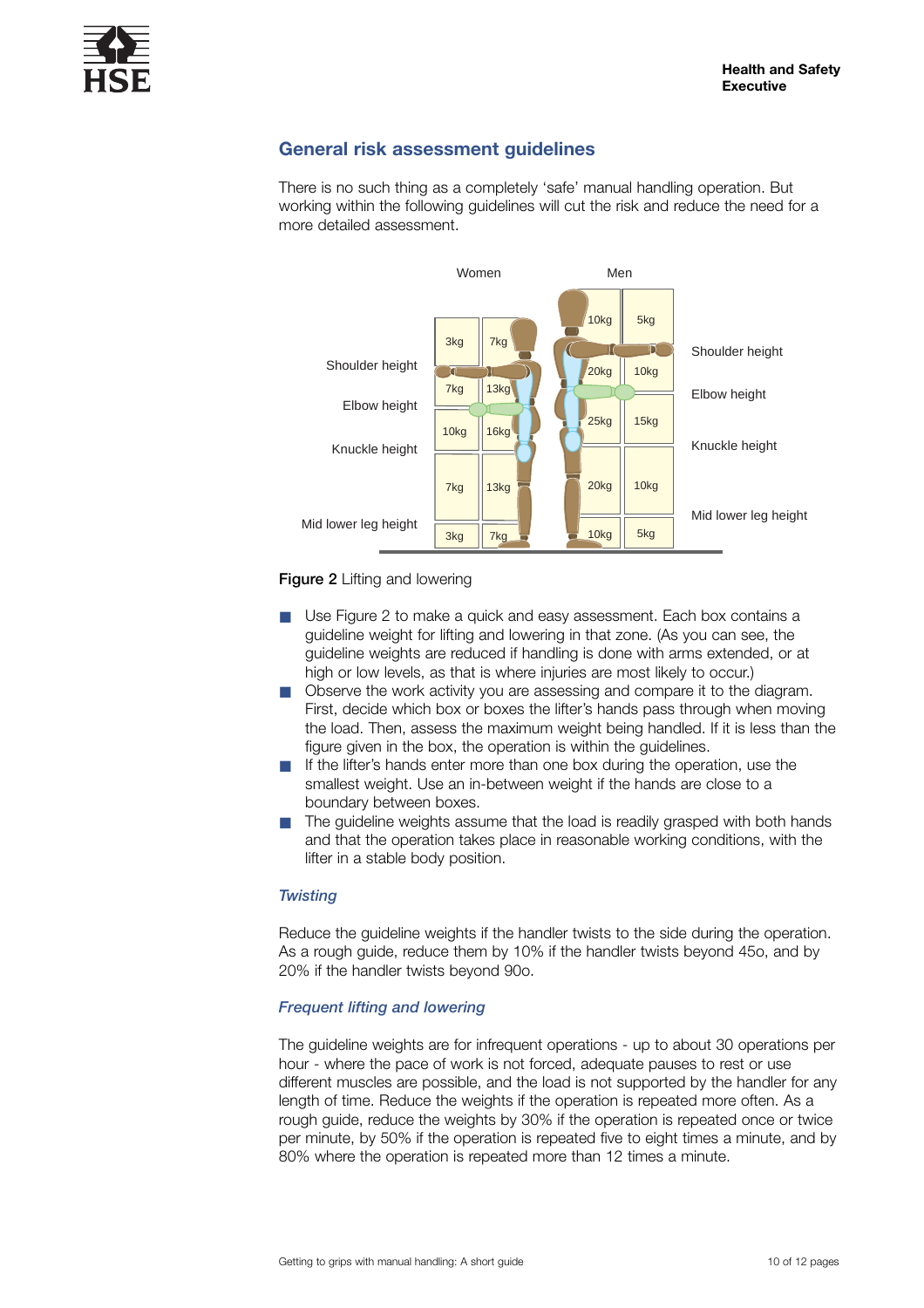## General risk assessment guidelines

There is no such thing as a completely 'safe' manual handling operation. But working within the following guidelines will cut the risk and reduce the need for a more detailed assessment.

| Zone | Women | | Men | |
|---|---|---|---|---|
| Above shoulder height | 3kg | 7kg | 10kg | 5kg |
| Shoulder height to elbow height | 7kg | 13kg | 20kg | 10kg |
| Elbow height to knuckle height | 10kg | 16kg | 25kg | 15kg |
| Knuckle height to mid lower leg height | 7kg | 13kg | 20kg | 10kg |
| Below mid lower leg height | 3kg | 7kg | 10kg | 5kg |

**Figure 2** Lifting and lowering

- Use Figure 2 to make a quick and easy assessment. Each box contains a guideline weight for lifting and lowering in that zone. (As you can see, the guideline weights are reduced if handling is done with arms extended, or at high or low levels, as that is where injuries are most likely to occur.)
- Observe the work activity you are assessing and compare it to the diagram. First, decide which box or boxes the lifter's hands pass through when moving the load. Then, assess the maximum weight being handled. If it is less than the figure given in the box, the operation is within the guidelines.
- If the lifter's hands enter more than one box during the operation, use the smallest weight. Use an in-between weight if the hands are close to a boundary between boxes.
- The guideline weights assume that the load is readily grasped with both hands and that the operation takes place in reasonable working conditions, with the lifter in a stable body position.

### *Twisting*

Reduce the guideline weights if the handler twists to the side during the operation. As a rough guide, reduce them by 10% if the handler twists beyond 45o, and by 20% if the handler twists beyond 90o.

### *Frequent lifting and lowering*

The guideline weights are for infrequent operations - up to about 30 operations per hour - where the pace of work is not forced, adequate pauses to rest or use different muscles are possible, and the load is not supported by the handler for any length of time. Reduce the weights if the operation is repeated more often. As a rough guide, reduce the weights by 30% if the operation is repeated once or twice per minute, by 50% if the operation is repeated five to eight times a minute, and by 80% where the operation is repeated more than 12 times a minute.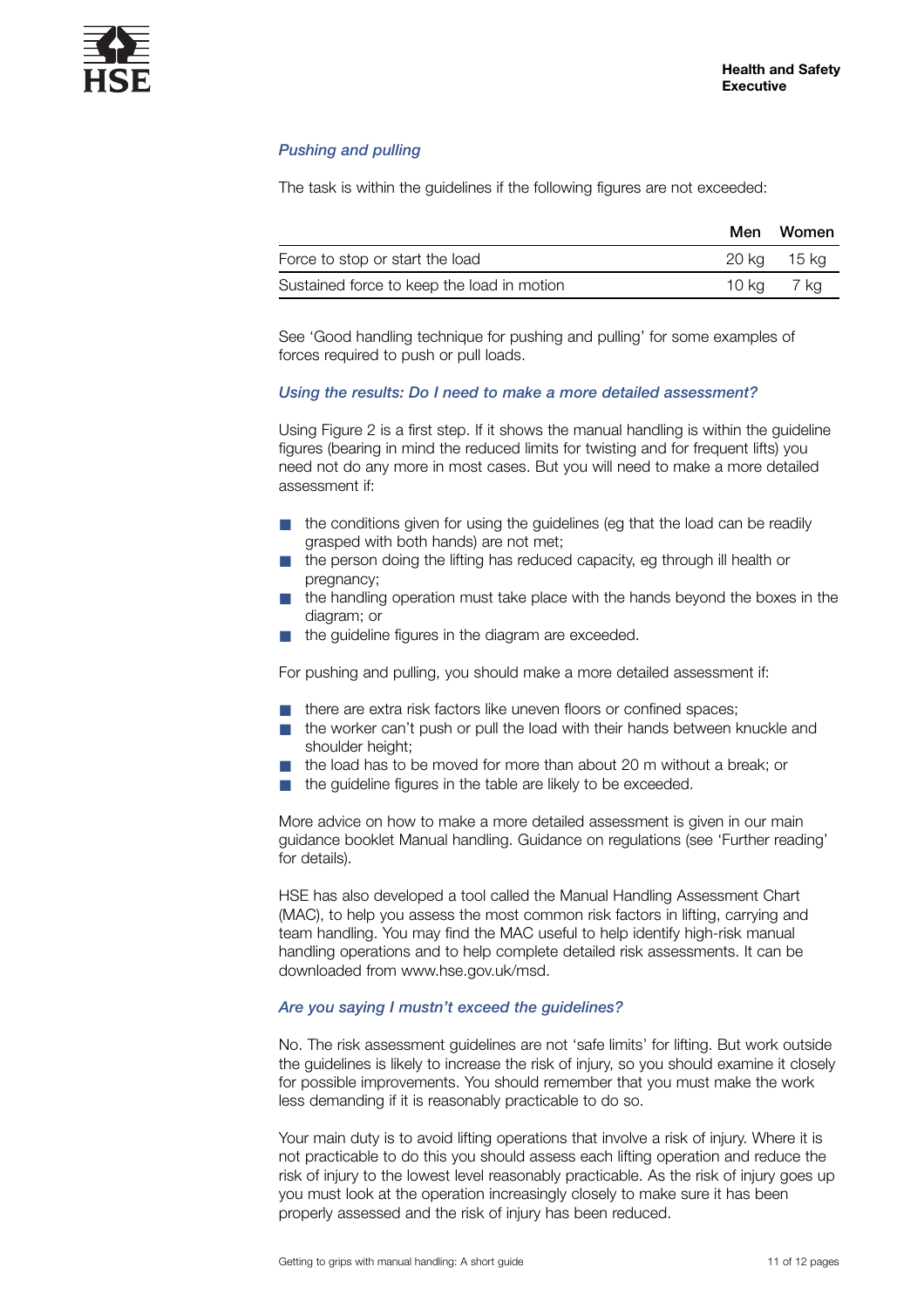### *Pushing and pulling*

The task is within the guidelines if the following figures are not exceeded:

| | Men | Women |
|---|---|---|
| Force to stop or start the load | 20 kg | 15 kg |
| Sustained force to keep the load in motion | 10 kg | 7 kg |

See 'Good handling technique for pushing and pulling' for some examples of forces required to push or pull loads.

### *Using the results: Do I need to make a more detailed assessment?*

Using Figure 2 is a first step. If it shows the manual handling is within the guideline figures (bearing in mind the reduced limits for twisting and for frequent lifts) you need not do any more in most cases. But you will need to make a more detailed assessment if:

- the conditions given for using the guidelines (eg that the load can be readily grasped with both hands) are not met;
- the person doing the lifting has reduced capacity, eg through ill health or pregnancy;
- the handling operation must take place with the hands beyond the boxes in the diagram; or
- the guideline figures in the diagram are exceeded.

For pushing and pulling, you should make a more detailed assessment if:

- there are extra risk factors like uneven floors or confined spaces;
- the worker can't push or pull the load with their hands between knuckle and shoulder height;
- the load has to be moved for more than about 20 m without a break; or
- the guideline figures in the table are likely to be exceeded.

More advice on how to make a more detailed assessment is given in our main guidance booklet Manual handling. Guidance on regulations (see 'Further reading' for details).

HSE has also developed a tool called the Manual Handling Assessment Chart (MAC), to help you assess the most common risk factors in lifting, carrying and team handling. You may find the MAC useful to help identify high-risk manual handling operations and to help complete detailed risk assessments. It can be downloaded from www.hse.gov.uk/msd.

### *Are you saying I mustn't exceed the guidelines?*

No. The risk assessment guidelines are not 'safe limits' for lifting. But work outside the guidelines is likely to increase the risk of injury, so you should examine it closely for possible improvements. You should remember that you must make the work less demanding if it is reasonably practicable to do so.

Your main duty is to avoid lifting operations that involve a risk of injury. Where it is not practicable to do this you should assess each lifting operation and reduce the risk of injury to the lowest level reasonably practicable. As the risk of injury goes up you must look at the operation increasingly closely to make sure it has been properly assessed and the risk of injury has been reduced.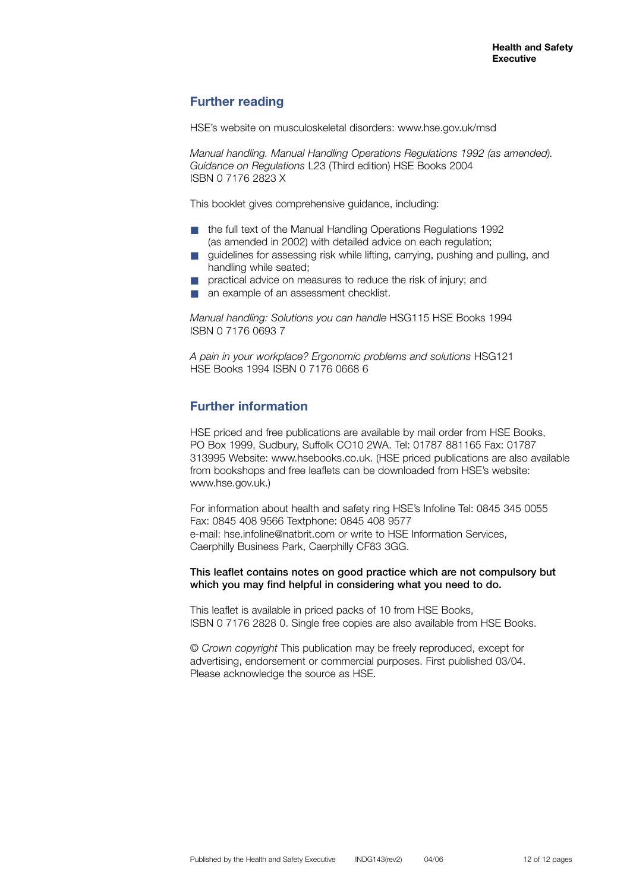## Further reading

HSE's website on musculoskeletal disorders: www.hse.gov.uk/msd

*Manual handling. Manual Handling Operations Regulations 1992 (as amended). Guidance on Regulations* L23 (Third edition) HSE Books 2004 ISBN 0 7176 2823 X

This booklet gives comprehensive guidance, including:

- the full text of the Manual Handling Operations Regulations 1992 (as amended in 2002) with detailed advice on each regulation;
- guidelines for assessing risk while lifting, carrying, pushing and pulling, and handling while seated;
- practical advice on measures to reduce the risk of injury; and
- an example of an assessment checklist.

*Manual handling: Solutions you can handle* HSG115 HSE Books 1994 ISBN 0 7176 0693 7

*A pain in your workplace? Ergonomic problems and solutions* HSG121 HSE Books 1994 ISBN 0 7176 0668 6

## Further information

HSE priced and free publications are available by mail order from HSE Books, PO Box 1999, Sudbury, Suffolk CO10 2WA. Tel: 01787 881165 Fax: 01787 313995 Website: www.hsebooks.co.uk. (HSE priced publications are also available from bookshops and free leaflets can be downloaded from HSE's website: www.hse.gov.uk.)

For information about health and safety ring HSE's Infoline Tel: 0845 345 0055 Fax: 0845 408 9566 Textphone: 0845 408 9577 e-mail: hse.infoline@natbrit.com or write to HSE Information Services, Caerphilly Business Park, Caerphilly CF83 3GG.

**This leaflet contains notes on good practice which are not compulsory but which you may find helpful in considering what you need to do.**

This leaflet is available in priced packs of 10 from HSE Books, ISBN 0 7176 2828 0. Single free copies are also available from HSE Books.

© *Crown copyright* This publication may be freely reproduced, except for advertising, endorsement or commercial purposes. First published 03/04. Please acknowledge the source as HSE.

Published by the Health and Safety Executive INDG143(rev2) 04/06